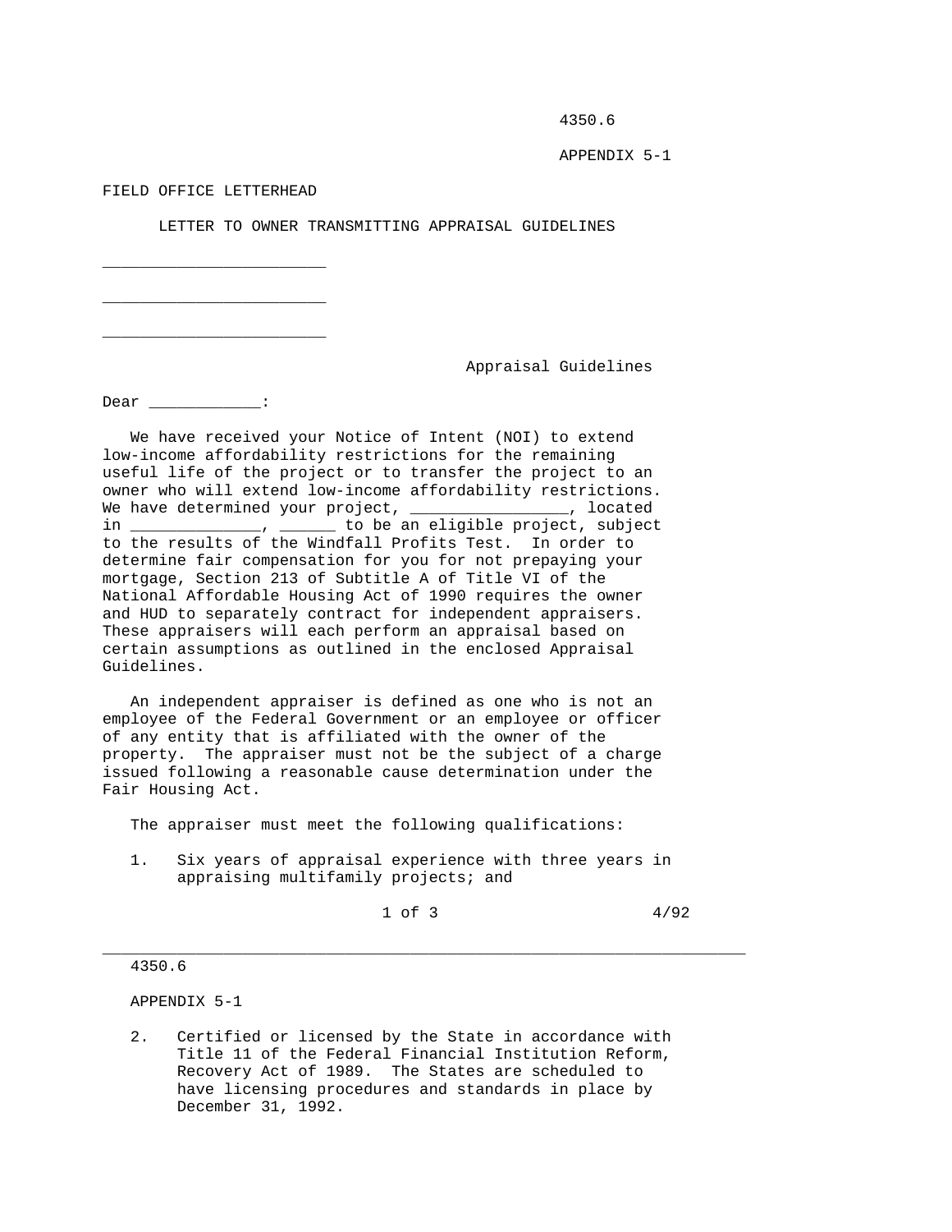FIELD OFFICE LETTERHEAD

## LETTER TO OWNER TRANSMITTING APPRAISAL GUIDELINES

________________________

________________________

________________________

Appraisal Guidelines

Dear ____________:

We have received your Notice of Intent (NOI) to extend low-income affordability restrictions for the remaining useful life of the project or to transfer the project to an owner who will extend low-income affordability restrictions. We have determined your project, _________________, located in ______________, ______ to be an eligible project, subject to the results of the Windfall Profits Test. In order to determine fair compensation for you for not prepaying your mortgage, Section 213 of Subtitle A of Title VI of the National Affordable Housing Act of 1990 requires the owner and HUD to separately contract for independent appraisers. These appraisers will each perform an appraisal based on certain assumptions as outlined in the enclosed Appraisal Guidelines.

An independent appraiser is defined as one who is not an employee of the Federal Government or an employee or officer of any entity that is affiliated with the owner of the property. The appraiser must not be the subject of a charge issued following a reasonable cause determination under the Fair Housing Act.

The appraiser must meet the following qualifications:

1. Six years of appraisal experience with three years in appraising multifamily projects; and
2. Certified or licensed by the State in accordance with Title 11 of the Federal Financial Institution Reform, Recovery Act of 1989. The States are scheduled to have licensing procedures and standards in place by December 31, 1992.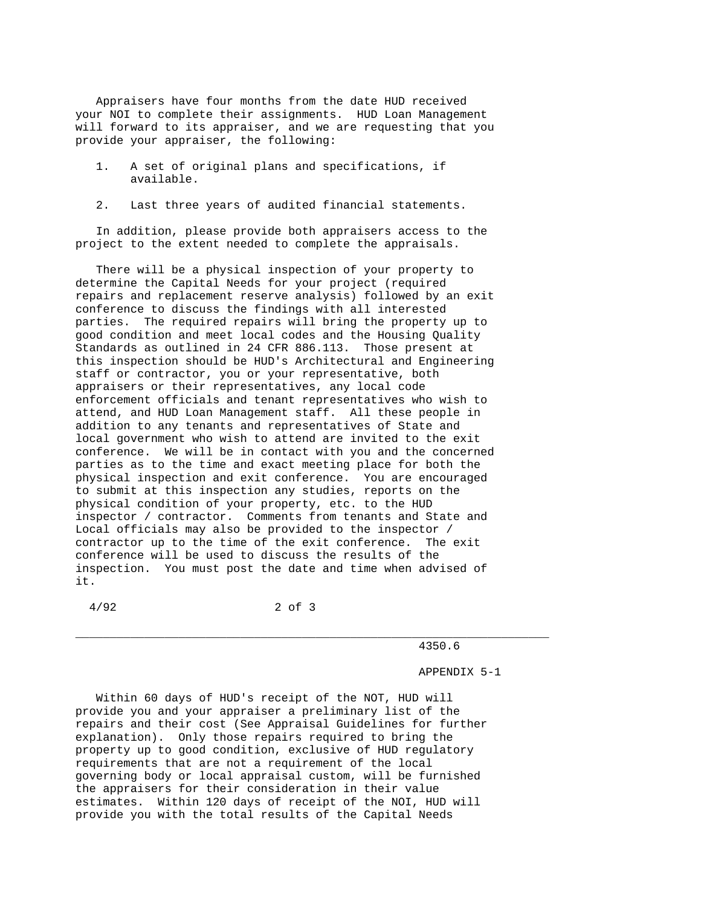Appraisers have four months from the date HUD received your NOI to complete their assignments. HUD Loan Management will forward to its appraiser, and we are requesting that you provide your appraiser, the following:

1. A set of original plans and specifications, if available.

2. Last three years of audited financial statements.

In addition, please provide both appraisers access to the project to the extent needed to complete the appraisals.

There will be a physical inspection of your property to determine the Capital Needs for your project (required repairs and replacement reserve analysis) followed by an exit conference to discuss the findings with all interested parties. The required repairs will bring the property up to good condition and meet local codes and the Housing Quality Standards as outlined in 24 CFR 886.113. Those present at this inspection should be HUD's Architectural and Engineering staff or contractor, you or your representative, both appraisers or their representatives, any local code enforcement officials and tenant representatives who wish to attend, and HUD Loan Management staff. All these people in addition to any tenants and representatives of State and local government who wish to attend are invited to the exit conference. We will be in contact with you and the concerned parties as to the time and exact meeting place for both the physical inspection and exit conference. You are encouraged to submit at this inspection any studies, reports on the physical condition of your property, etc. to the HUD inspector / contractor. Comments from tenants and State and Local officials may also be provided to the inspector / contractor up to the time of the exit conference. The exit conference will be used to discuss the results of the inspection. You must post the date and time when advised of it.

Within 60 days of HUD's receipt of the NOT, HUD will provide you and your appraiser a preliminary list of the repairs and their cost (See Appraisal Guidelines for further explanation). Only those repairs required to bring the property up to good condition, exclusive of HUD regulatory requirements that are not a requirement of the local governing body or local appraisal custom, will be furnished the appraisers for their consideration in their value estimates. Within 120 days of receipt of the NOI, HUD will provide you with the total results of the Capital Needs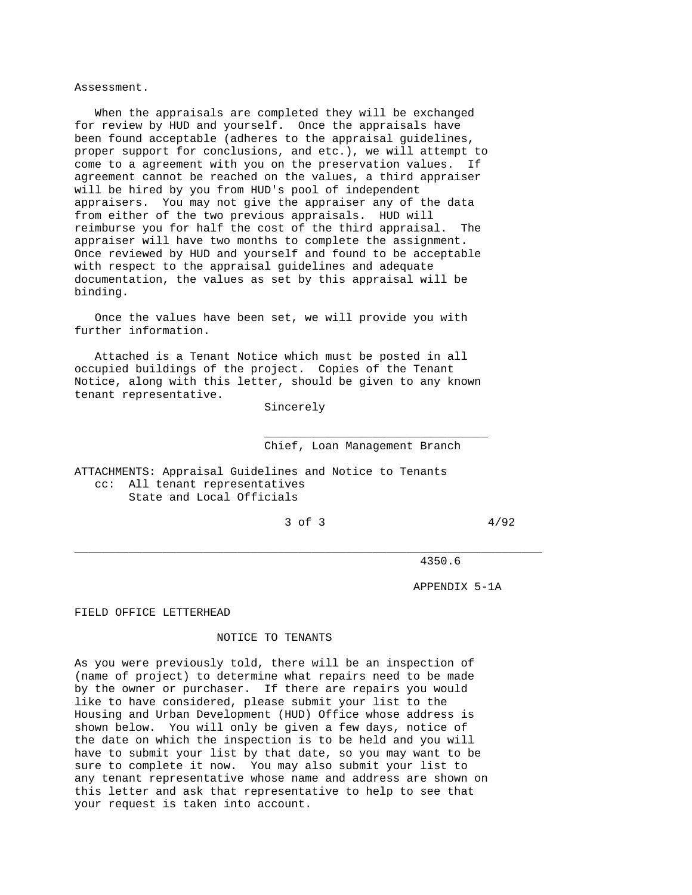Assessment.

When the appraisals are completed they will be exchanged for review by HUD and yourself. Once the appraisals have been found acceptable (adheres to the appraisal guidelines, proper support for conclusions, and etc.), we will attempt to come to a agreement with you on the preservation values. If agreement cannot be reached on the values, a third appraiser will be hired by you from HUD's pool of independent appraisers. You may not give the appraiser any of the data from either of the two previous appraisals. HUD will reimburse you for half the cost of the third appraisal. The appraiser will have two months to complete the assignment. Once reviewed by HUD and yourself and found to be acceptable with respect to the appraisal guidelines and adequate documentation, the values as set by this appraisal will be binding.

Once the values have been set, we will provide you with further information.

Attached is a Tenant Notice which must be posted in all occupied buildings of the project. Copies of the Tenant Notice, along with this letter, should be given to any known tenant representative.

Sincerely

________________________________

Chief, Loan Management Branch

ATTACHMENTS: Appraisal Guidelines and Notice to Tenants
cc: All tenant representatives
State and Local Officials

---

APPENDIX 5-1A

FIELD OFFICE LETTERHEAD

## NOTICE TO TENANTS

As you were previously told, there will be an inspection of (name of project) to determine what repairs need to be made by the owner or purchaser. If there are repairs you would like to have considered, please submit your list to the Housing and Urban Development (HUD) Office whose address is shown below. You will only be given a few days, notice of the date on which the inspection is to be held and you will have to submit your list by that date, so you may want to be sure to complete it now. You may also submit your list to any tenant representative whose name and address are shown on this letter and ask that representative to help to see that your request is taken into account.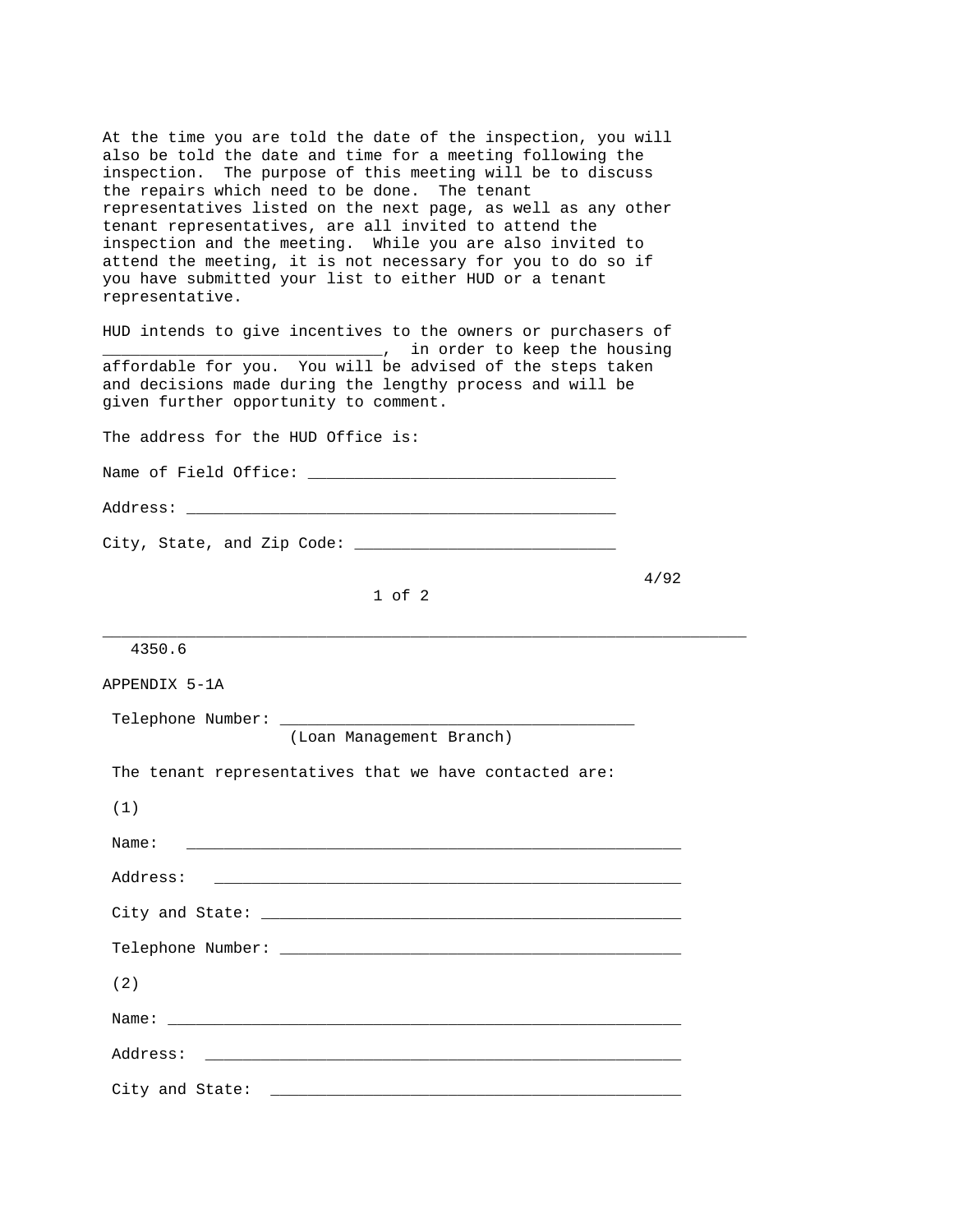At the time you are told the date of the inspection, you will also be told the date and time for a meeting following the inspection. The purpose of this meeting will be to discuss the repairs which need to be done. The tenant representatives listed on the next page, as well as any other tenant representatives, are all invited to attend the inspection and the meeting. While you are also invited to attend the meeting, it is not necessary for you to do so if you have submitted your list to either HUD or a tenant representative.

HUD intends to give incentives to the owners or purchasers of ______________________________, in order to keep the housing affordable for you. You will be advised of the steps taken and decisions made during the lengthy process and will be given further opportunity to comment.

The address for the HUD Office is:

Name of Field Office: ________________________________

Address: ____________________________________________

City, State, and Zip Code: ___________________________

APPENDIX 5-1A

Telephone Number: _____________________________________
(Loan Management Branch)

The tenant representatives that we have contacted are:

(1)

Name: ____________________________________________________

Address: _________________________________________________

City and State: __________________________________________

Telephone Number: ________________________________________

(2)

Name: ____________________________________________________

Address: _________________________________________________

City and State: __________________________________________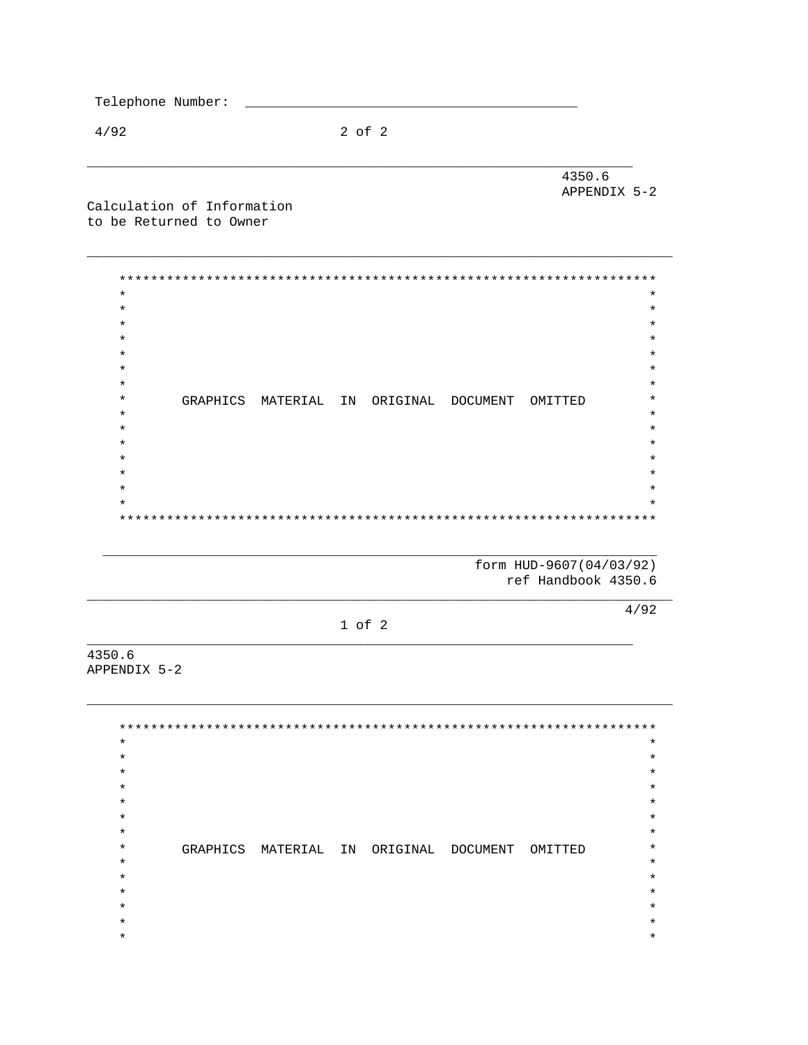Telephone Number: ___________________________________________

4350.6
APPENDIX 5-2

Calculation of Information
to be Returned to Owner

```
*********************************************************************
*                                                                   *
*                                                                   *
*                                                                   *
*                                                                   *
*                                                                   *
*                                                                   *
*                                                                   *
*       GRAPHICS  MATERIAL  IN  ORIGINAL  DOCUMENT  OMITTED         *
*                                                                   *
*                                                                   *
*                                                                   *
*                                                                   *
*                                                                   *
*                                                                   *
*                                                                   *
*********************************************************************
```

form HUD-9607(04/03/92)
ref Handbook 4350.6

4350.6
APPENDIX 5-2

```
*********************************************************************
*                                                                   *
*                                                                   *
*                                                                   *
*                                                                   *
*                                                                   *
*                                                                   *
*                                                                   *
*       GRAPHICS  MATERIAL  IN  ORIGINAL  DOCUMENT  OMITTED         *
*                                                                   *
*                                                                   *
*                                                                   *
*                                                                   *
*                                                                   *
*                                                                   *
```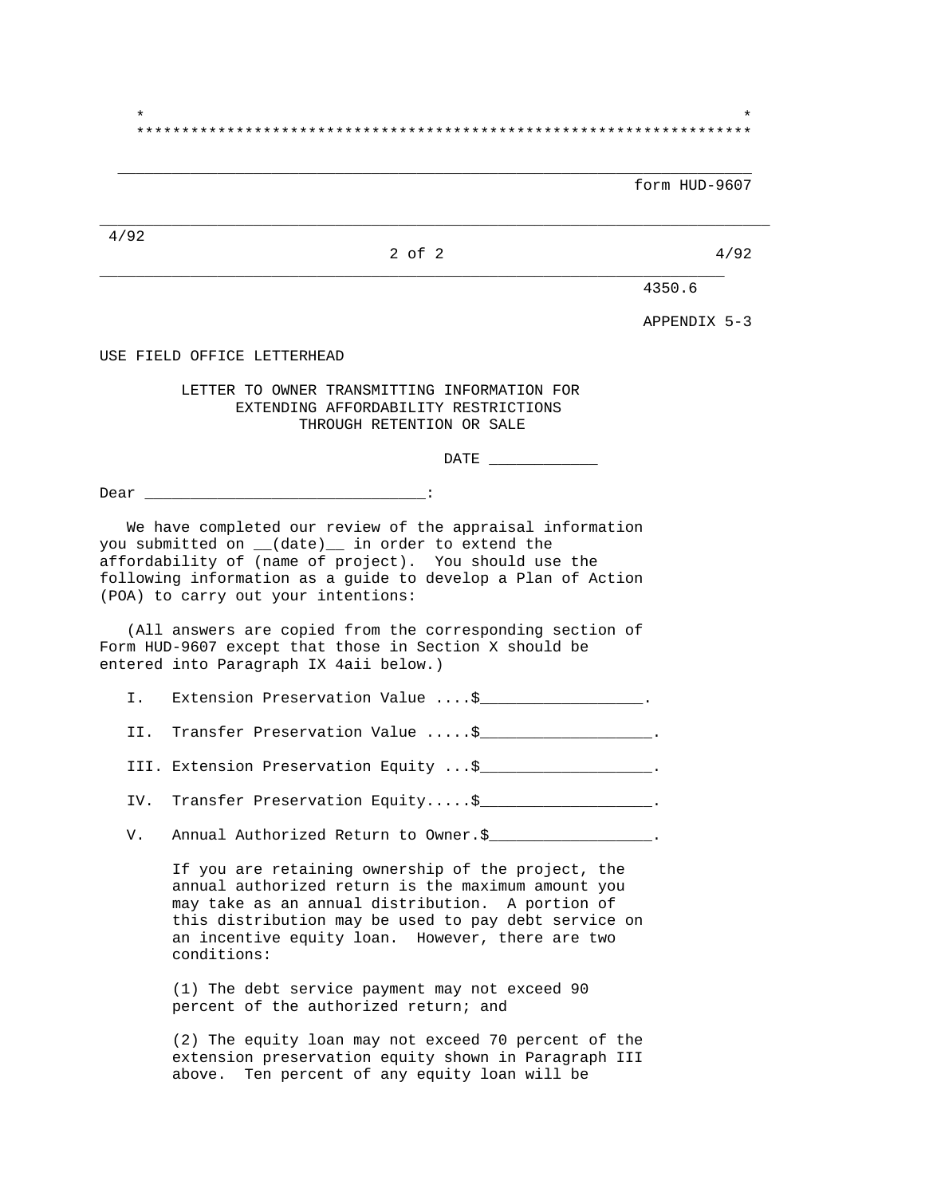USE FIELD OFFICE LETTERHEAD

## LETTER TO OWNER TRANSMITTING INFORMATION FOR EXTENDING AFFORDABILITY RESTRICTIONS THROUGH RETENTION OR SALE

DATE ____________

Dear _______________________________:

We have completed our review of the appraisal information you submitted on __(date)__ in order to extend the affordability of (name of project). You should use the following information as a guide to develop a Plan of Action (POA) to carry out your intentions:

(All answers are copied from the corresponding section of Form HUD-9607 except that those in Section X should be entered into Paragraph IX 4aii below.)

I. Extension Preservation Value ....$_________________.

II. Transfer Preservation Value .....$__________________.

III. Extension Preservation Equity ...$__________________.

IV. Transfer Preservation Equity.....$__________________.

V. Annual Authorized Return to Owner.$_________________.

If you are retaining ownership of the project, the annual authorized return is the maximum amount you may take as an annual distribution. A portion of this distribution may be used to pay debt service on an incentive equity loan. However, there are two conditions:

(1) The debt service payment may not exceed 90 percent of the authorized return; and

(2) The equity loan may not exceed 70 percent of the extension preservation equity shown in Paragraph III above. Ten percent of any equity loan will be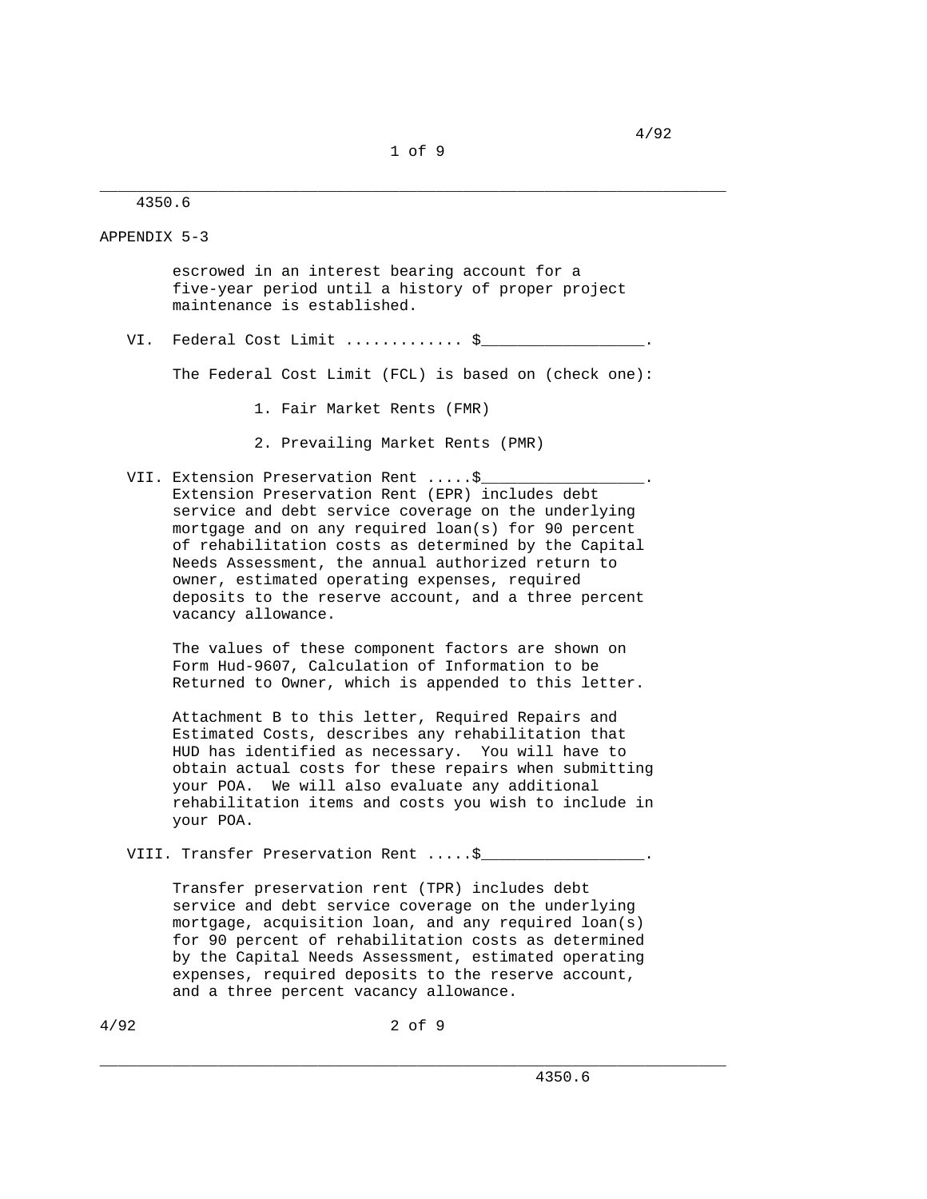APPENDIX 5-3

escrowed in an interest bearing account for a five-year period until a history of proper project maintenance is established.

VI. Federal Cost Limit ............. $_________________.

The Federal Cost Limit (FCL) is based on (check one):

1. Fair Market Rents (FMR)

2. Prevailing Market Rents (PMR)

VII. Extension Preservation Rent .....$_________________.

Extension Preservation Rent (EPR) includes debt service and debt service coverage on the underlying mortgage and on any required loan(s) for 90 percent of rehabilitation costs as determined by the Capital Needs Assessment, the annual authorized return to owner, estimated operating expenses, required deposits to the reserve account, and a three percent vacancy allowance.

The values of these component factors are shown on Form Hud-9607, Calculation of Information to be Returned to Owner, which is appended to this letter.

Attachment B to this letter, Required Repairs and Estimated Costs, describes any rehabilitation that HUD has identified as necessary. You will have to obtain actual costs for these repairs when submitting your POA. We will also evaluate any additional rehabilitation items and costs you wish to include in your POA.

VIII. Transfer Preservation Rent .....$_________________.

Transfer preservation rent (TPR) includes debt service and debt service coverage on the underlying mortgage, acquisition loan, and any required loan(s) for 90 percent of rehabilitation costs as determined by the Capital Needs Assessment, estimated operating expenses, required deposits to the reserve account, and a three percent vacancy allowance.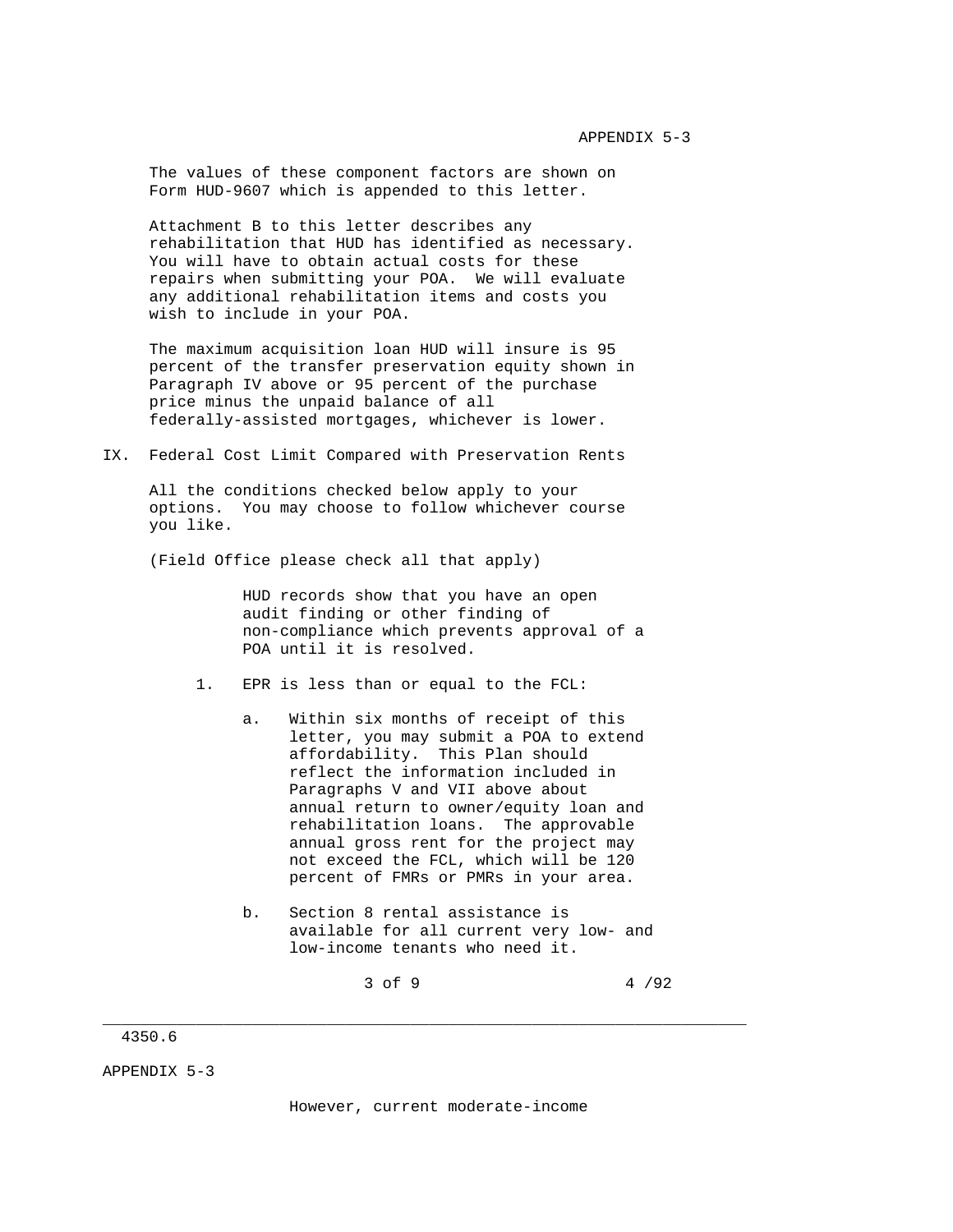The values of these component factors are shown on Form HUD-9607 which is appended to this letter.

Attachment B to this letter describes any rehabilitation that HUD has identified as necessary. You will have to obtain actual costs for these repairs when submitting your POA. We will evaluate any additional rehabilitation items and costs you wish to include in your POA.

The maximum acquisition loan HUD will insure is 95 percent of the transfer preservation equity shown in Paragraph IV above or 95 percent of the purchase price minus the unpaid balance of all federally-assisted mortgages, whichever is lower.

IX. Federal Cost Limit Compared with Preservation Rents

All the conditions checked below apply to your options. You may choose to follow whichever course you like.

(Field Office please check all that apply)

HUD records show that you have an open audit finding or other finding of non-compliance which prevents approval of a POA until it is resolved.

1. EPR is less than or equal to the FCL:

   a. Within six months of receipt of this letter, you may submit a POA to extend affordability. This Plan should reflect the information included in Paragraphs V and VII above about annual return to owner/equity loan and rehabilitation loans. The approvable annual gross rent for the project may not exceed the FCL, which will be 120 percent of FMRs or PMRs in your area.

   b. Section 8 rental assistance is available for all current very low- and low-income tenants who need it. However, current moderate-income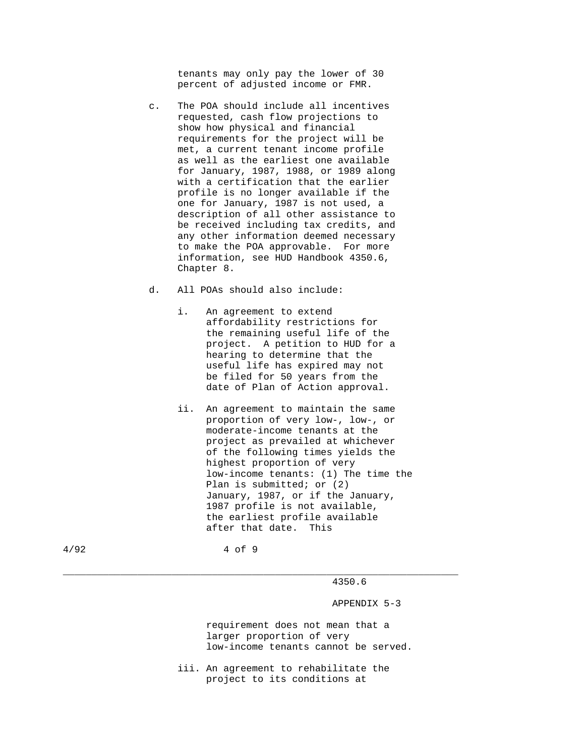tenants may only pay the lower of 30 percent of adjusted income or FMR.

c. The POA should include all incentives requested, cash flow projections to show how physical and financial requirements for the project will be met, a current tenant income profile as well as the earliest one available for January, 1987, 1988, or 1989 along with a certification that the earlier profile is no longer available if the one for January, 1987 is not used, a description of all other assistance to be received including tax credits, and any other information deemed necessary to make the POA approvable. For more information, see HUD Handbook 4350.6, Chapter 8.

d. All POAs should also include:

   i. An agreement to extend affordability restrictions for the remaining useful life of the project. A petition to HUD for a hearing to determine that the useful life has expired may not be filed for 50 years from the date of Plan of Action approval.

   ii. An agreement to maintain the same proportion of very low-, low-, or moderate-income tenants at the project as prevailed at whichever of the following times yields the highest proportion of very low-income tenants: (1) The time the Plan is submitted; or (2) January, 1987, or if the January, 1987 profile is not available, the earliest profile available after that date. This requirement does not mean that a larger proportion of very low-income tenants cannot be served.

   iii. An agreement to rehabilitate the project to its conditions at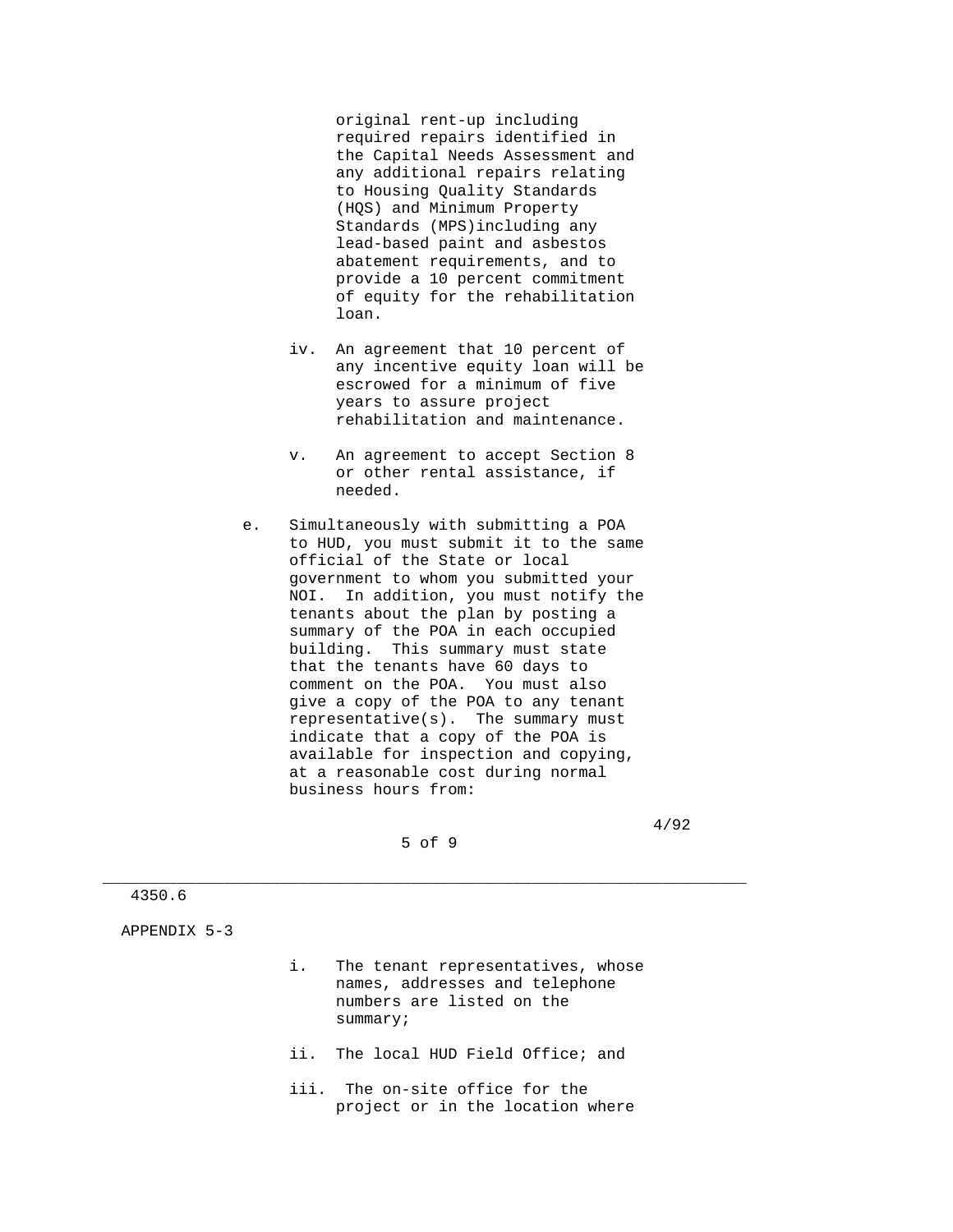original rent-up including required repairs identified in the Capital Needs Assessment and any additional repairs relating to Housing Quality Standards (HQS) and Minimum Property Standards (MPS)including any lead-based paint and asbestos abatement requirements, and to provide a 10 percent commitment of equity for the rehabilitation loan.

iv. An agreement that 10 percent of any incentive equity loan will be escrowed for a minimum of five years to assure project rehabilitation and maintenance.

v. An agreement to accept Section 8 or other rental assistance, if needed.

e. Simultaneously with submitting a POA to HUD, you must submit it to the same official of the State or local government to whom you submitted your NOI. In addition, you must notify the tenants about the plan by posting a summary of the POA in each occupied building. This summary must state that the tenants have 60 days to comment on the POA. You must also give a copy of the POA to any tenant representative(s). The summary must indicate that a copy of the POA is available for inspection and copying, at a reasonable cost during normal business hours from:

i. The tenant representatives, whose names, addresses and telephone numbers are listed on the summary;

ii. The local HUD Field Office; and

iii. The on-site office for the project or in the location where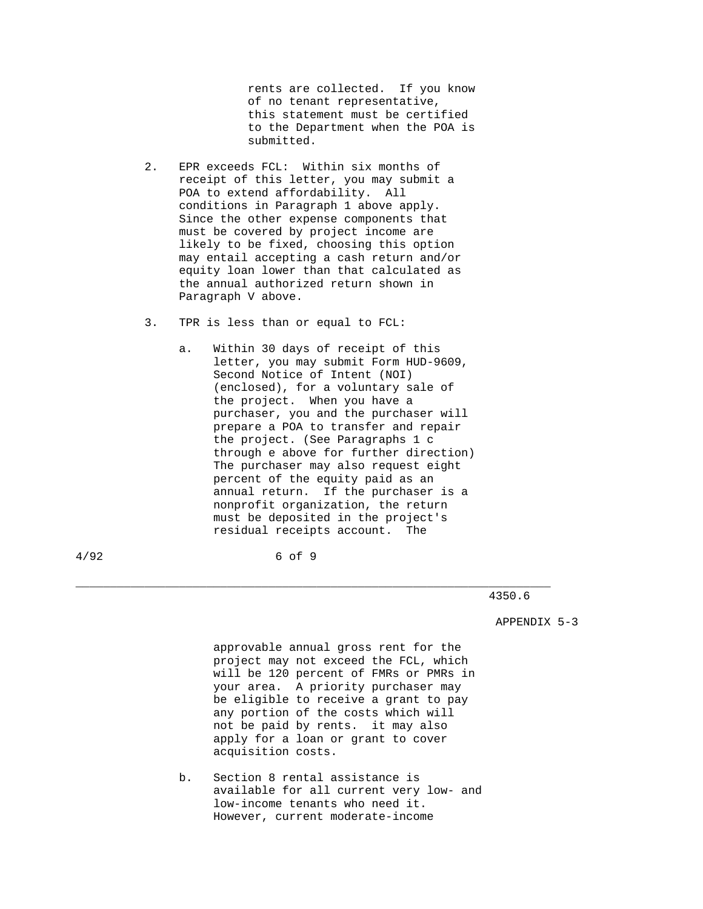rents are collected. If you know of no tenant representative, this statement must be certified to the Department when the POA is submitted.

2. EPR exceeds FCL: Within six months of receipt of this letter, you may submit a POA to extend affordability. All conditions in Paragraph 1 above apply. Since the other expense components that must be covered by project income are likely to be fixed, choosing this option may entail accepting a cash return and/or equity loan lower than that calculated as the annual authorized return shown in Paragraph V above.

3. TPR is less than or equal to FCL:

   a. Within 30 days of receipt of this letter, you may submit Form HUD-9609, Second Notice of Intent (NOI) (enclosed), for a voluntary sale of the project. When you have a purchaser, you and the purchaser will prepare a POA to transfer and repair the project. (See Paragraphs 1 c through e above for further direction) The purchaser may also request eight percent of the equity paid as an annual return. If the purchaser is a nonprofit organization, the return must be deposited in the project's residual receipts account. The approvable annual gross rent for the project may not exceed the FCL, which will be 120 percent of FMRs or PMRs in your area. A priority purchaser may be eligible to receive a grant to pay any portion of the costs which will not be paid by rents. it may also apply for a loan or grant to cover acquisition costs.

   b. Section 8 rental assistance is available for all current very low- and low-income tenants who need it. However, current moderate-income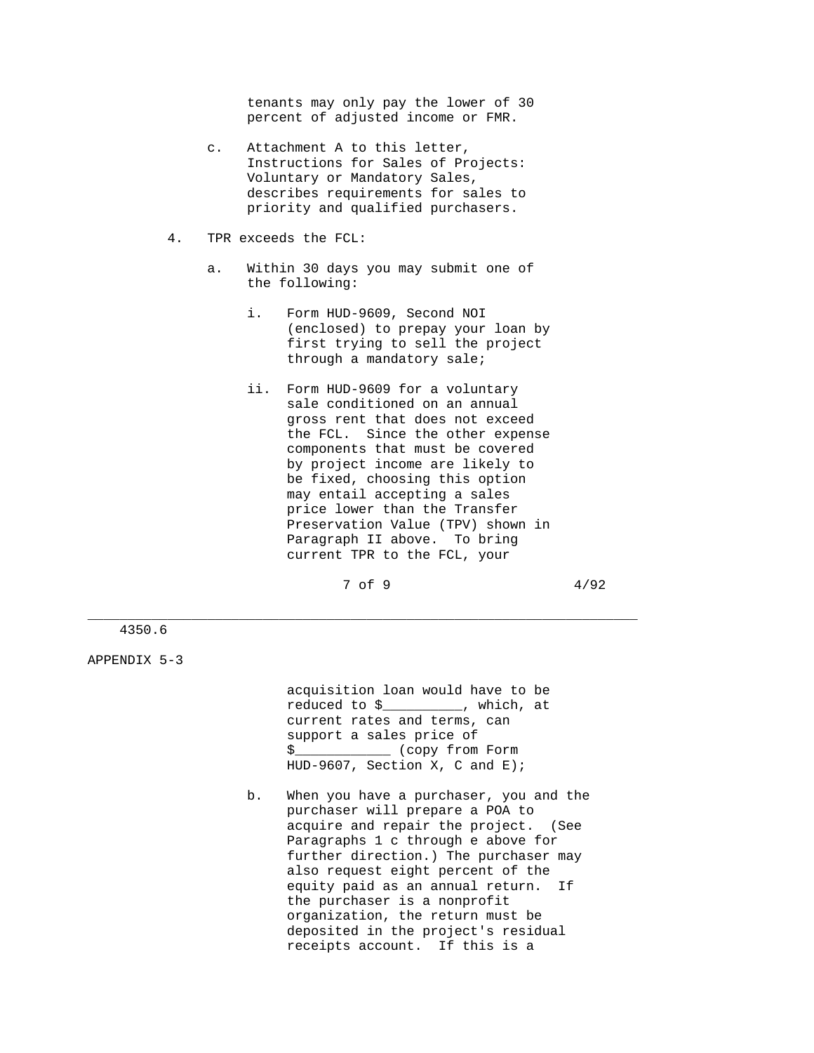tenants may only pay the lower of 30 percent of adjusted income or FMR.

c. Attachment A to this letter, Instructions for Sales of Projects: Voluntary or Mandatory Sales, describes requirements for sales to priority and qualified purchasers.

4. TPR exceeds the FCL:

   a. Within 30 days you may submit one of the following:

      i. Form HUD-9609, Second NOI (enclosed) to prepay your loan by first trying to sell the project through a mandatory sale;

      ii. Form HUD-9609 for a voluntary sale conditioned on an annual gross rent that does not exceed the FCL. Since the other expense components that must be covered by project income are likely to be fixed, choosing this option may entail accepting a sales price lower than the Transfer Preservation Value (TPV) shown in Paragraph II above. To bring current TPR to the FCL, your acquisition loan would have to be reduced to $__________, which, at current rates and terms, can support a sales price of $____________ (copy from Form HUD-9607, Section X, C and E);

   b. When you have a purchaser, you and the purchaser will prepare a POA to acquire and repair the project. (See Paragraphs 1 c through e above for further direction.) The purchaser may also request eight percent of the equity paid as an annual return. If the purchaser is a nonprofit organization, the return must be deposited in the project's residual receipts account. If this is a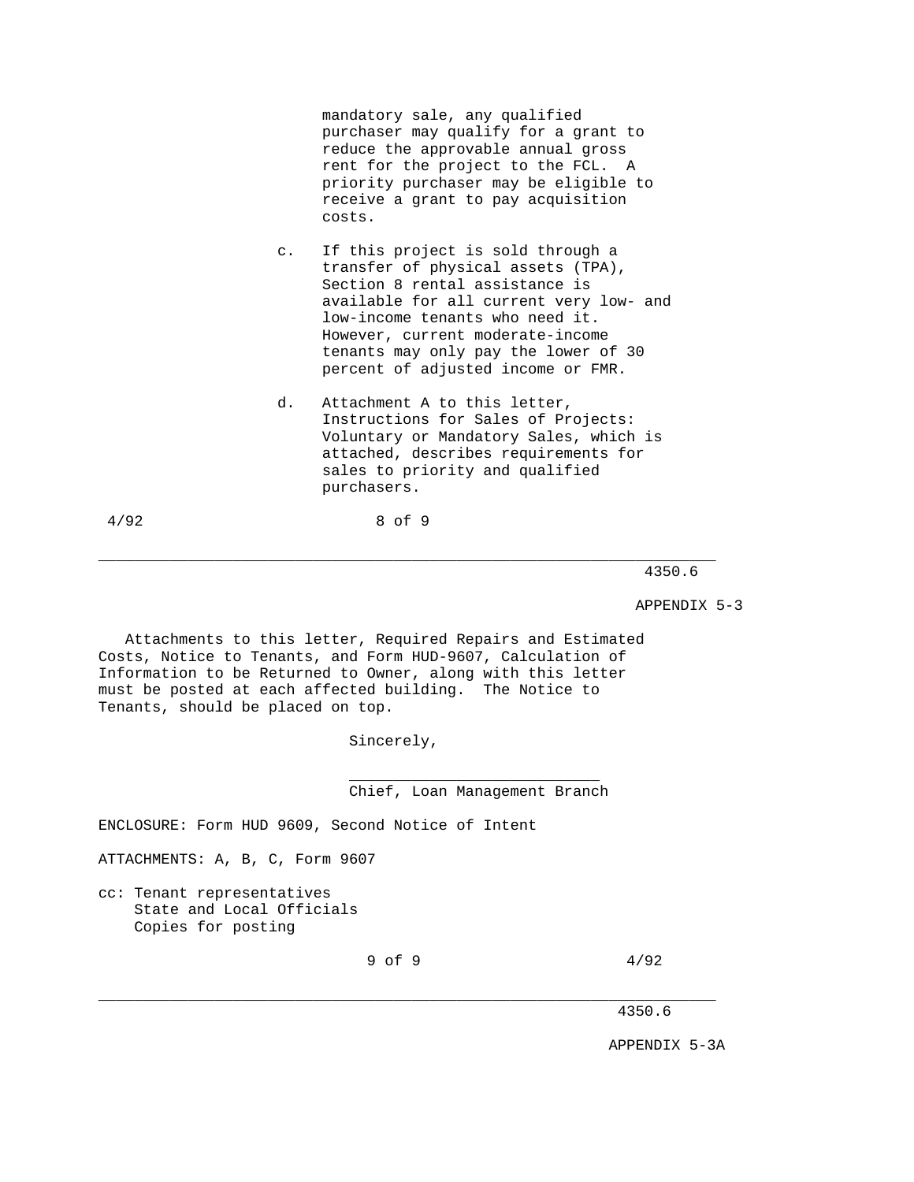mandatory sale, any qualified purchaser may qualify for a grant to reduce the approvable annual gross rent for the project to the FCL. A priority purchaser may be eligible to receive a grant to pay acquisition costs.

c. If this project is sold through a transfer of physical assets (TPA), Section 8 rental assistance is available for all current very low- and low-income tenants who need it. However, current moderate-income tenants may only pay the lower of 30 percent of adjusted income or FMR.

d. Attachment A to this letter, Instructions for Sales of Projects: Voluntary or Mandatory Sales, which is attached, describes requirements for sales to priority and qualified purchasers.

Attachments to this letter, Required Repairs and Estimated Costs, Notice to Tenants, and Form HUD-9607, Calculation of Information to be Returned to Owner, along with this letter must be posted at each affected building. The Notice to Tenants, should be placed on top.

Sincerely,

\_\_\_\_\_\_\_\_\_\_\_\_\_\_\_\_\_\_\_\_\_\_\_\_\_\_\_\_

Chief, Loan Management Branch

ENCLOSURE: Form HUD 9609, Second Notice of Intent

ATTACHMENTS: A, B, C, Form 9607

cc: Tenant representatives
State and Local Officials
Copies for posting

APPENDIX 5-3A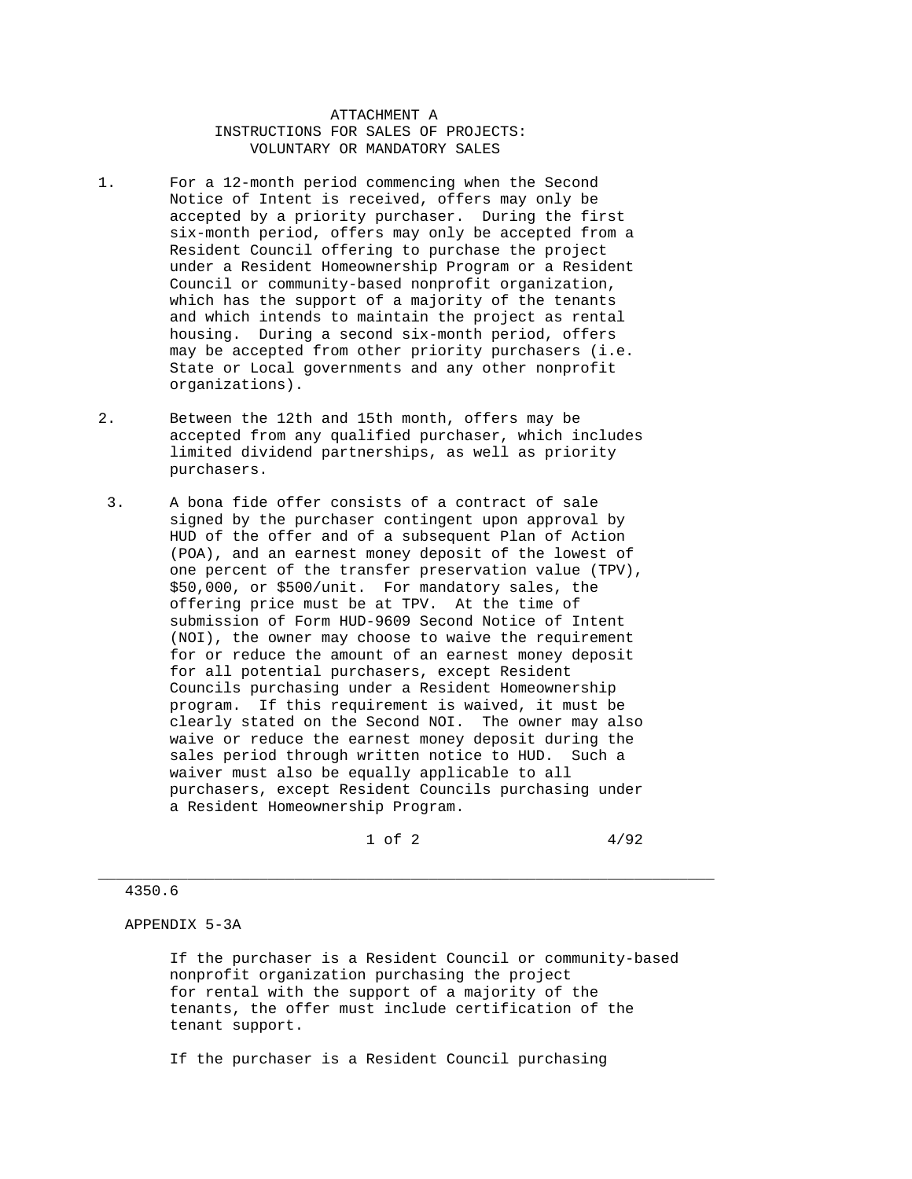# ATTACHMENT A
## INSTRUCTIONS FOR SALES OF PROJECTS: VOLUNTARY OR MANDATORY SALES

1. For a 12-month period commencing when the Second Notice of Intent is received, offers may only be accepted by a priority purchaser. During the first six-month period, offers may only be accepted from a Resident Council offering to purchase the project under a Resident Homeownership Program or a Resident Council or community-based nonprofit organization, which has the support of a majority of the tenants and which intends to maintain the project as rental housing. During a second six-month period, offers may be accepted from other priority purchasers (i.e. State or Local governments and any other nonprofit organizations).

2. Between the 12th and 15th month, offers may be accepted from any qualified purchaser, which includes limited dividend partnerships, as well as priority purchasers.

3. A bona fide offer consists of a contract of sale signed by the purchaser contingent upon approval by HUD of the offer and of a subsequent Plan of Action (POA), and an earnest money deposit of the lowest of one percent of the transfer preservation value (TPV), $50,000, or $500/unit. For mandatory sales, the offering price must be at TPV. At the time of submission of Form HUD-9609 Second Notice of Intent (NOI), the owner may choose to waive the requirement for or reduce the amount of an earnest money deposit for all potential purchasers, except Resident Councils purchasing under a Resident Homeownership program. If this requirement is waived, it must be clearly stated on the Second NOI. The owner may also waive or reduce the earnest money deposit during the sales period through written notice to HUD. Such a waiver must also be equally applicable to all purchasers, except Resident Councils purchasing under a Resident Homeownership Program.

   If the purchaser is a Resident Council or community-based nonprofit organization purchasing the project for rental with the support of a majority of the tenants, the offer must include certification of the tenant support.

   If the purchaser is a Resident Council purchasing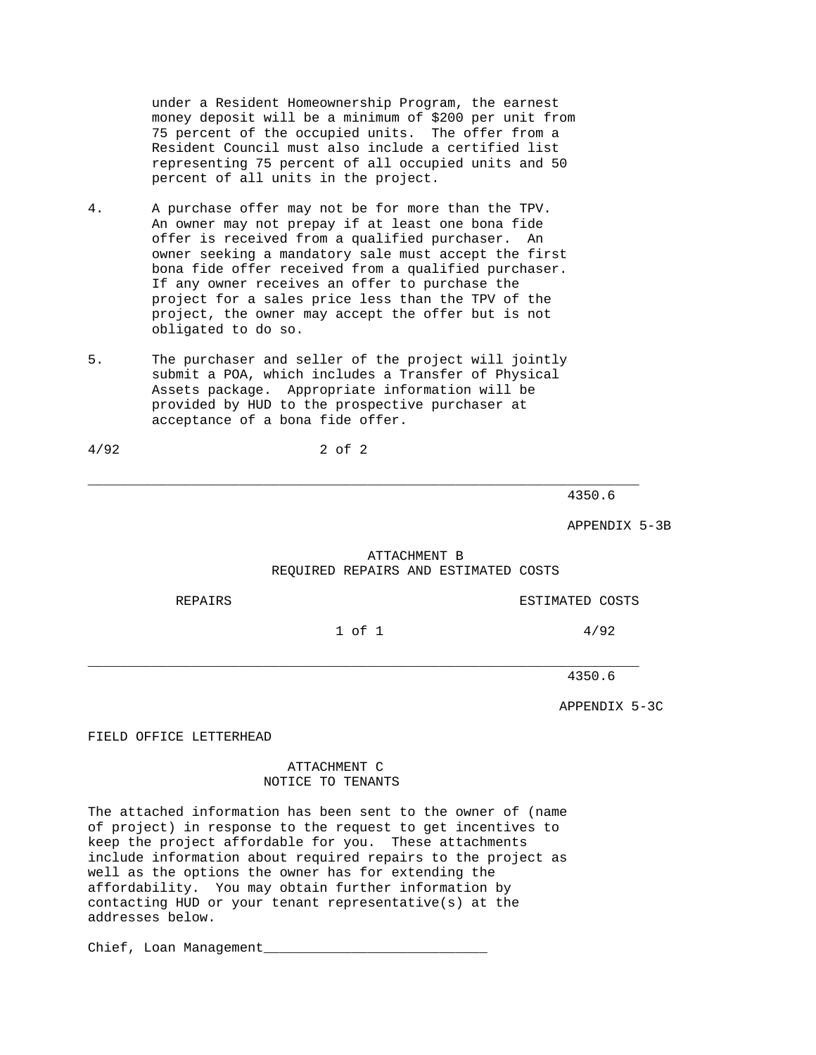under a Resident Homeownership Program, the earnest money deposit will be a minimum of $200 per unit from 75 percent of the occupied units. The offer from a Resident Council must also include a certified list representing 75 percent of all occupied units and 50 percent of all units in the project.

4. A purchase offer may not be for more than the TPV. An owner may not prepay if at least one bona fide offer is received from a qualified purchaser. An owner seeking a mandatory sale must accept the first bona fide offer received from a qualified purchaser. If any owner receives an offer to purchase the project for a sales price less than the TPV of the project, the owner may accept the offer but is not obligated to do so.

5. The purchaser and seller of the project will jointly submit a POA, which includes a Transfer of Physical Assets package. Appropriate information will be provided by HUD to the prospective purchaser at acceptance of a bona fide offer.

---

4350.6

APPENDIX 5-3B

## ATTACHMENT B
## REQUIRED REPAIRS AND ESTIMATED COSTS

| REPAIRS | ESTIMATED COSTS |
| --- | --- |

---

4350.6

APPENDIX 5-3C

FIELD OFFICE LETTERHEAD

## ATTACHMENT C
## NOTICE TO TENANTS

The attached information has been sent to the owner of (name of project) in response to the request to get incentives to keep the project affordable for you. These attachments include information about required repairs to the project as well as the options the owner has for extending the affordability. You may obtain further information by contacting HUD or your tenant representative(s) at the addresses below.

Chief, Loan Management___________________________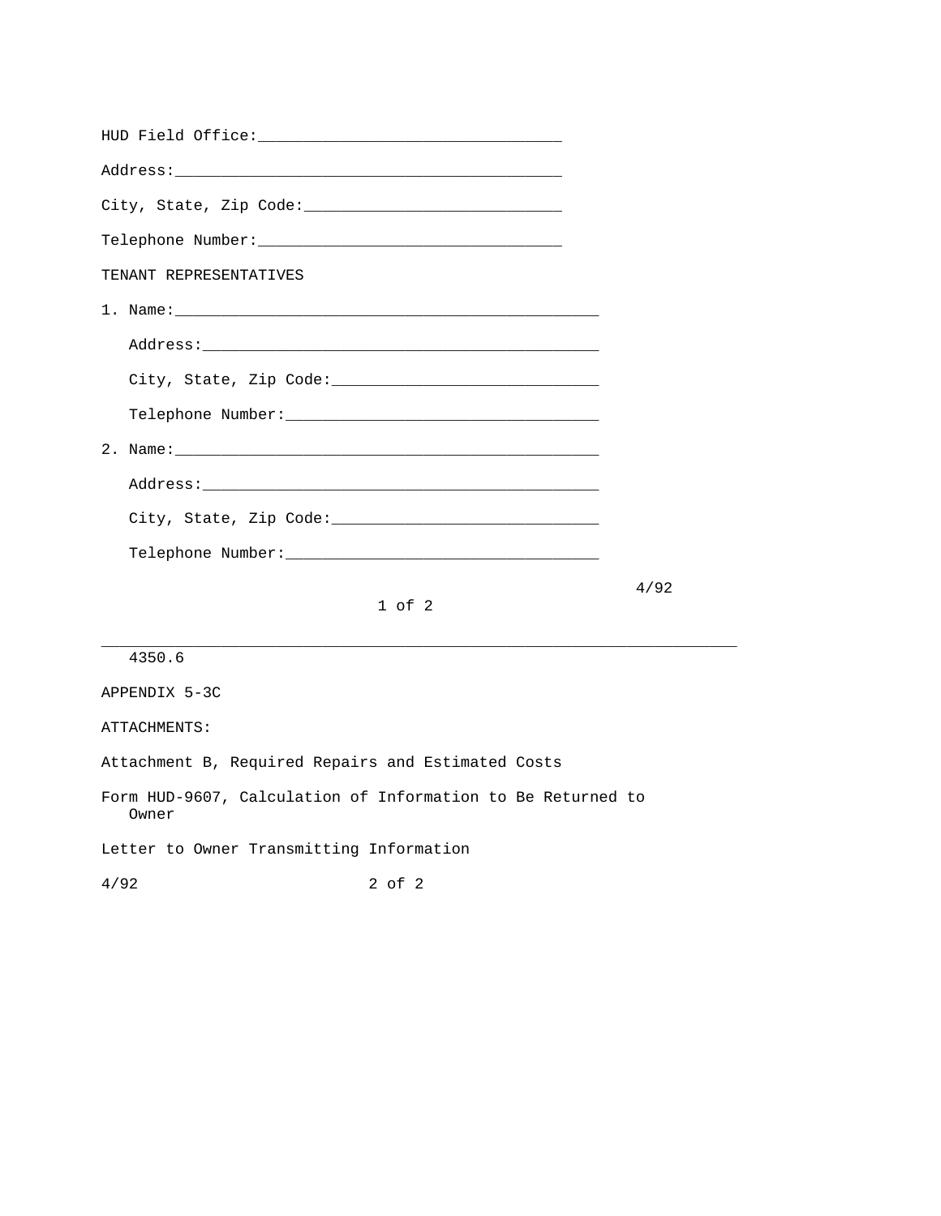HUD Field Office:_________________________________

Address:__________________________________________

City, State, Zip Code:____________________________

Telephone Number:_________________________________

TENANT REPRESENTATIVES

1. Name:______________________________________________

   Address:___________________________________________

   City, State, Zip Code:_____________________________

   Telephone Number:__________________________________

2. Name:______________________________________________

   Address:___________________________________________

   City, State, Zip Code:_____________________________

   Telephone Number:__________________________________

APPENDIX 5-3C

ATTACHMENTS:

Attachment B, Required Repairs and Estimated Costs

Form HUD-9607, Calculation of Information to Be Returned to Owner

Letter to Owner Transmitting Information